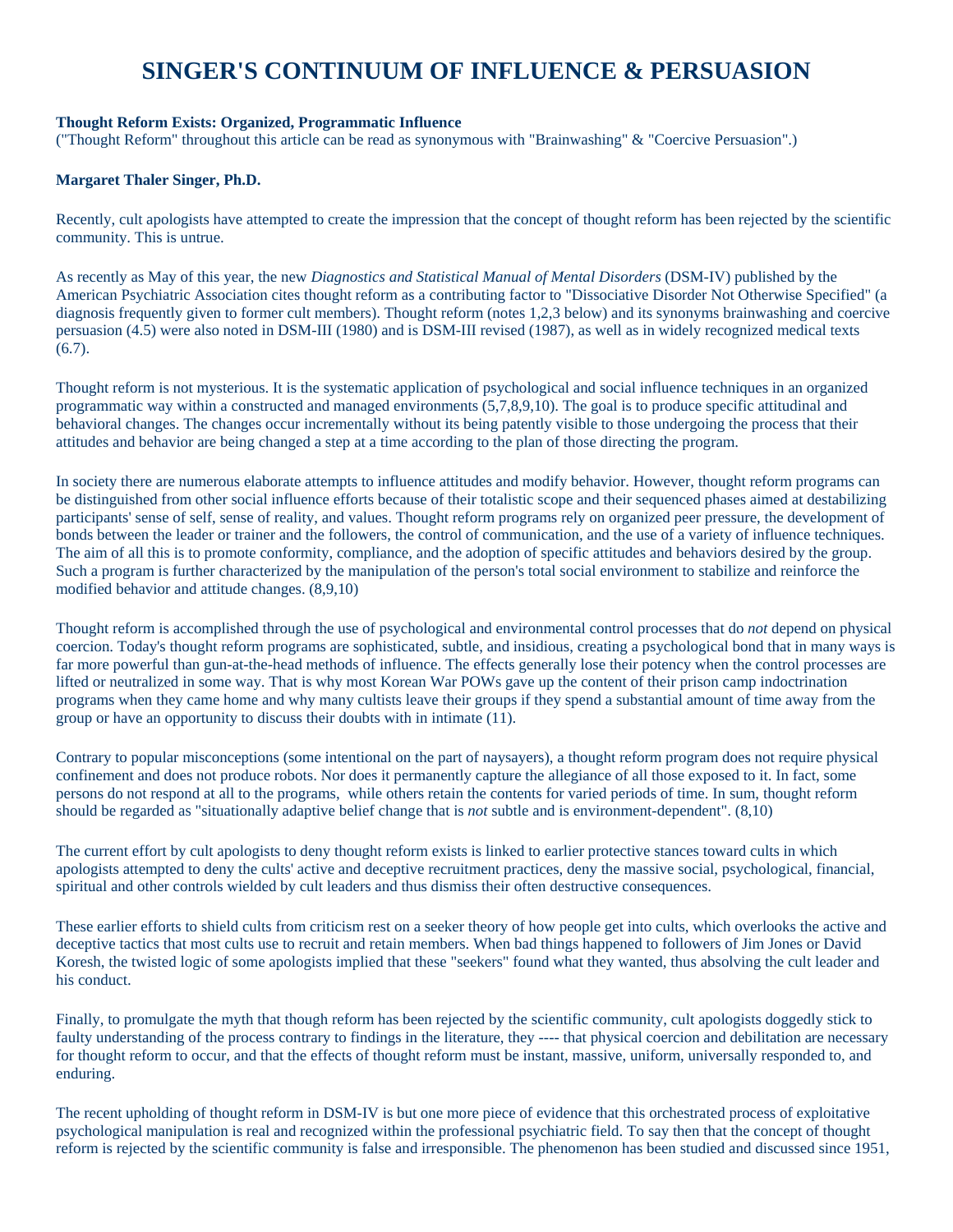# SINGER'S CONTINUUM OF INFLUENCE & PERSUASION

**Thought Reform Exists: Organized, Programmatic Influence**
("Thought Reform" throughout this article can be read as synonymous with "Brainwashing" & "Coercive Persuasion".)

**Margaret Thaler Singer, Ph.D.**

Recently, cult apologists have attempted to create the impression that the concept of thought reform has been rejected by the scientific community. This is untrue.

As recently as May of this year, the new *Diagnostics and Statistical Manual of Mental Disorders* (DSM-IV) published by the American Psychiatric Association cites thought reform as a contributing factor to "Dissociative Disorder Not Otherwise Specified" (a diagnosis frequently given to former cult members). Thought reform (notes 1,2,3 below) and its synonyms brainwashing and coercive persuasion (4.5) were also noted in DSM-III (1980) and is DSM-III revised (1987), as well as in widely recognized medical texts (6.7).

Thought reform is not mysterious. It is the systematic application of psychological and social influence techniques in an organized programmatic way within a constructed and managed environments (5,7,8,9,10). The goal is to produce specific attitudinal and behavioral changes. The changes occur incrementally without its being patently visible to those undergoing the process that their attitudes and behavior are being changed a step at a time according to the plan of those directing the program.

In society there are numerous elaborate attempts to influence attitudes and modify behavior. However, thought reform programs can be distinguished from other social influence efforts because of their totalistic scope and their sequenced phases aimed at destabilizing participants' sense of self, sense of reality, and values. Thought reform programs rely on organized peer pressure, the development of bonds between the leader or trainer and the followers, the control of communication, and the use of a variety of influence techniques. The aim of all this is to promote conformity, compliance, and the adoption of specific attitudes and behaviors desired by the group. Such a program is further characterized by the manipulation of the person's total social environment to stabilize and reinforce the modified behavior and attitude changes. (8,9,10)

Thought reform is accomplished through the use of psychological and environmental control processes that do *not* depend on physical coercion. Today's thought reform programs are sophisticated, subtle, and insidious, creating a psychological bond that in many ways is far more powerful than gun-at-the-head methods of influence. The effects generally lose their potency when the control processes are lifted or neutralized in some way. That is why most Korean War POWs gave up the content of their prison camp indoctrination programs when they came home and why many cultists leave their groups if they spend a substantial amount of time away from the group or have an opportunity to discuss their doubts with in intimate (11).

Contrary to popular misconceptions (some intentional on the part of naysayers), a thought reform program does not require physical confinement and does not produce robots. Nor does it permanently capture the allegiance of all those exposed to it. In fact, some persons do not respond at all to the programs, while others retain the contents for varied periods of time. In sum, thought reform should be regarded as "situationally adaptive belief change that is *not* subtle and is environment-dependent". (8,10)

The current effort by cult apologists to deny thought reform exists is linked to earlier protective stances toward cults in which apologists attempted to deny the cults' active and deceptive recruitment practices, deny the massive social, psychological, financial, spiritual and other controls wielded by cult leaders and thus dismiss their often destructive consequences.

These earlier efforts to shield cults from criticism rest on a seeker theory of how people get into cults, which overlooks the active and deceptive tactics that most cults use to recruit and retain members. When bad things happened to followers of Jim Jones or David Koresh, the twisted logic of some apologists implied that these "seekers" found what they wanted, thus absolving the cult leader and his conduct.

Finally, to promulgate the myth that though reform has been rejected by the scientific community, cult apologists doggedly stick to faulty understanding of the process contrary to findings in the literature, they ---- that physical coercion and debilitation are necessary for thought reform to occur, and that the effects of thought reform must be instant, massive, uniform, universally responded to, and enduring.

The recent upholding of thought reform in DSM-IV is but one more piece of evidence that this orchestrated process of exploitative psychological manipulation is real and recognized within the professional psychiatric field. To say then that the concept of thought reform is rejected by the scientific community is false and irresponsible. The phenomenon has been studied and discussed since 1951,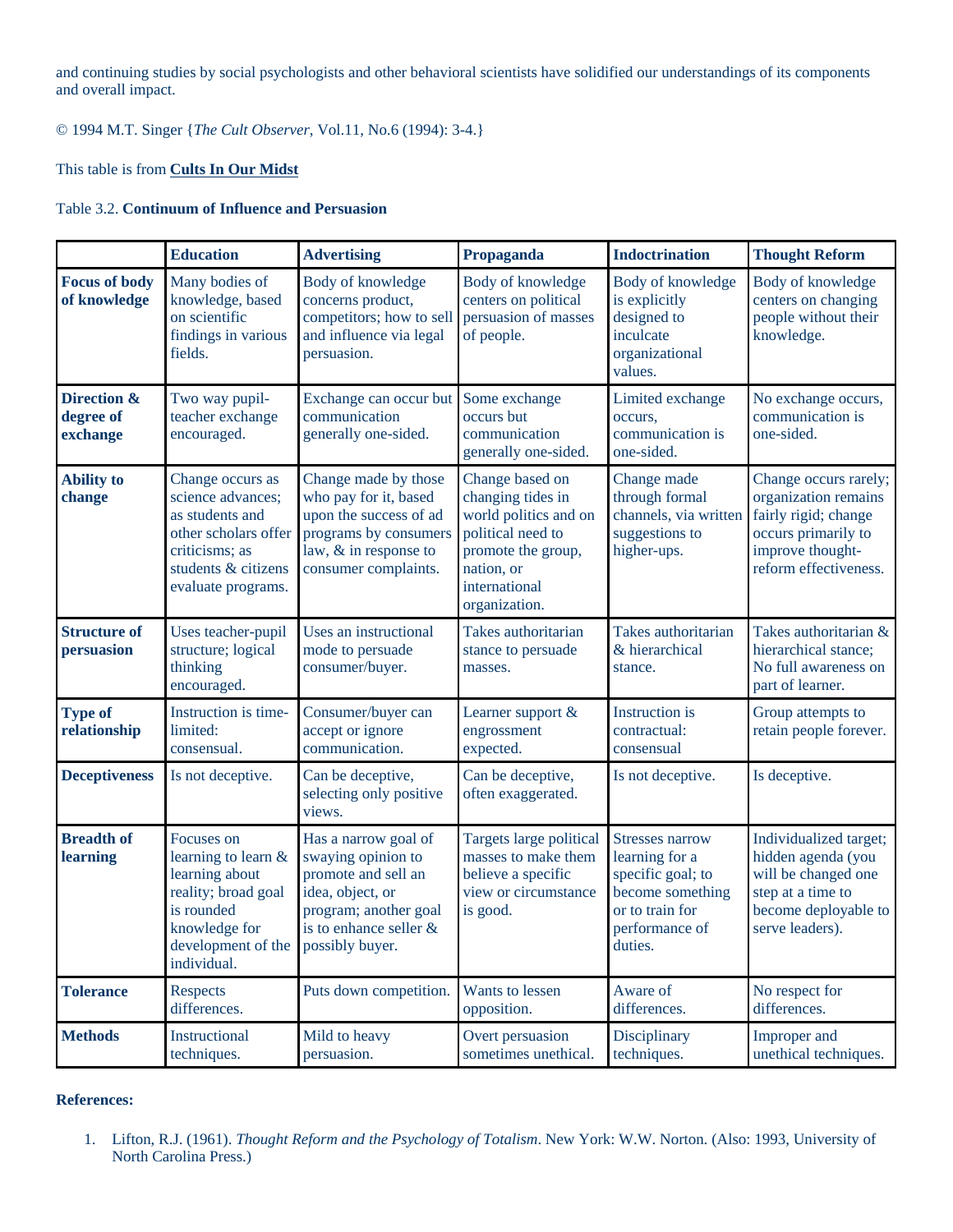and continuing studies by social psychologists and other behavioral scientists have solidified our understandings of its components and overall impact.

© 1994 M.T. Singer {*The Cult Observer*, Vol.11, No.6 (1994): 3-4.}

This table is from **Cults In Our Midst**

Table 3.2. **Continuum of Influence and Persuasion**

| | **Education** | **Advertising** | **Propaganda** | **Indoctrination** | **Thought Reform** |
|---|---|---|---|---|---|
| **Focus of body of knowledge** | Many bodies of knowledge, based on scientific findings in various fields. | Body of knowledge concerns product, competitors; how to sell and influence via legal persuasion. | Body of knowledge centers on political persuasion of masses of people. | Body of knowledge is explicitly designed to inculcate organizational values. | Body of knowledge centers on changing people without their knowledge. |
| **Direction & degree of exchange** | Two way pupil-teacher exchange encouraged. | Exchange can occur but communication generally one-sided. | Some exchange occurs but communication generally one-sided. | Limited exchange occurs, communication is one-sided. | No exchange occurs, communication is one-sided. |
| **Ability to change** | Change occurs as science advances; as students and other scholars offer criticisms; as students & citizens evaluate programs. | Change made by those who pay for it, based upon the success of ad programs by consumers law, & in response to consumer complaints. | Change based on changing tides in world politics and on political need to promote the group, nation, or international organization. | Change made through formal channels, via written suggestions to higher-ups. | Change occurs rarely; organization remains fairly rigid; change occurs primarily to improve thought-reform effectiveness. |
| **Structure of persuasion** | Uses teacher-pupil structure; logical thinking encouraged. | Uses an instructional mode to persuade consumer/buyer. | Takes authoritarian stance to persuade masses. | Takes authoritarian & hierarchical stance. | Takes authoritarian & hierarchical stance; No full awareness on part of learner. |
| **Type of relationship** | Instruction is time-limited: consensual. | Consumer/buyer can accept or ignore communication. | Learner support & engrossment expected. | Instruction is contractual: consensual | Group attempts to retain people forever. |
| **Deceptiveness** | Is not deceptive. | Can be deceptive, selecting only positive views. | Can be deceptive, often exaggerated. | Is not deceptive. | Is deceptive. |
| **Breadth of learning** | Focuses on learning to learn & learning about reality; broad goal is rounded knowledge for development of the individual. | Has a narrow goal of swaying opinion to promote and sell an idea, object, or program; another goal is to enhance seller & possibly buyer. | Targets large political masses to make them believe a specific view or circumstance is good. | Stresses narrow learning for a specific goal; to become something or to train for performance of duties. | Individualized target; hidden agenda (you will be changed one step at a time to become deployable to serve leaders). |
| **Tolerance** | Respects differences. | Puts down competition. | Wants to lessen opposition. | Aware of differences. | No respect for differences. |
| **Methods** | Instructional techniques. | Mild to heavy persuasion. | Overt persuasion sometimes unethical. | Disciplinary techniques. | Improper and unethical techniques. |

**References:**

1. Lifton, R.J. (1961). *Thought Reform and the Psychology of Totalism*. New York: W.W. Norton. (Also: 1993, University of North Carolina Press.)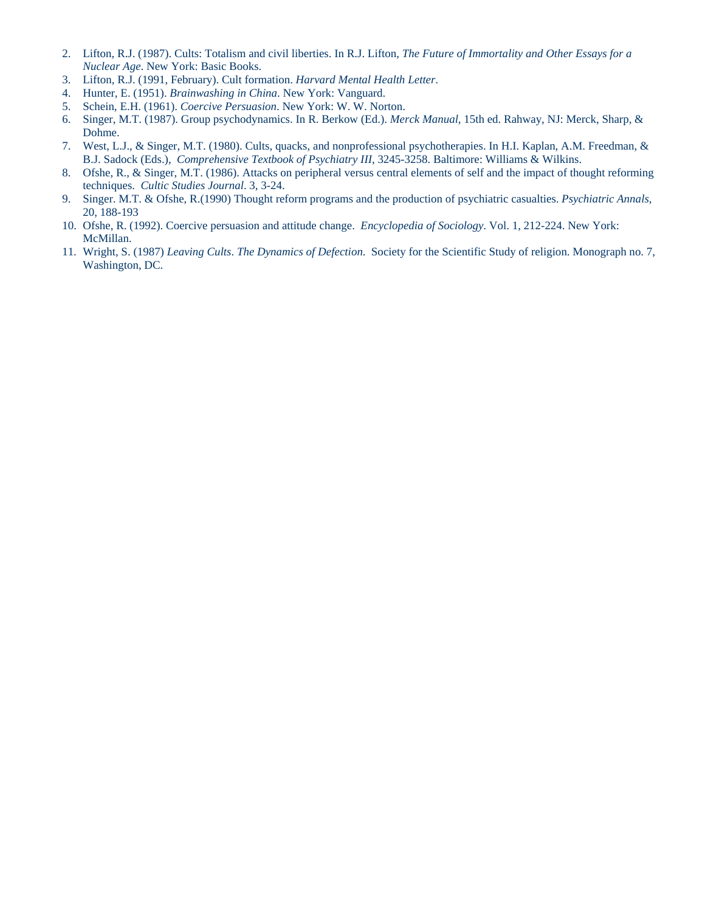2. Lifton, R.J. (1987). Cults: Totalism and civil liberties. In R.J. Lifton, *The Future of Immortality and Other Essays for a Nuclear Age*. New York: Basic Books.
3. Lifton, R.J. (1991, February). Cult formation. *Harvard Mental Health Letter*.
4. Hunter, E. (1951). *Brainwashing in China*. New York: Vanguard.
5. Schein, E.H. (1961). *Coercive Persuasion*. New York: W. W. Norton.
6. Singer, M.T. (1987). Group psychodynamics. In R. Berkow (Ed.). *Merck Manual*, 15th ed. Rahway, NJ: Merck, Sharp, & Dohme.
7. West, L.J., & Singer, M.T. (1980). Cults, quacks, and nonprofessional psychotherapies. In H.I. Kaplan, A.M. Freedman, & B.J. Sadock (Eds.), *Comprehensive Textbook of Psychiatry III*, 3245-3258. Baltimore: Williams & Wilkins.
8. Ofshe, R., & Singer, M.T. (1986). Attacks on peripheral versus central elements of self and the impact of thought reforming techniques. *Cultic Studies Journal*. 3, 3-24.
9. Singer. M.T. & Ofshe, R.(1990) Thought reform programs and the production of psychiatric casualties. *Psychiatric Annals*, 20, 188-193
10. Ofshe, R. (1992). Coercive persuasion and attitude change. *Encyclopedia of Sociology*. Vol. 1, 212-224. New York: McMillan.
11. Wright, S. (1987) *Leaving Cults. The Dynamics of Defection.* Society for the Scientific Study of religion. Monograph no. 7, Washington, DC.